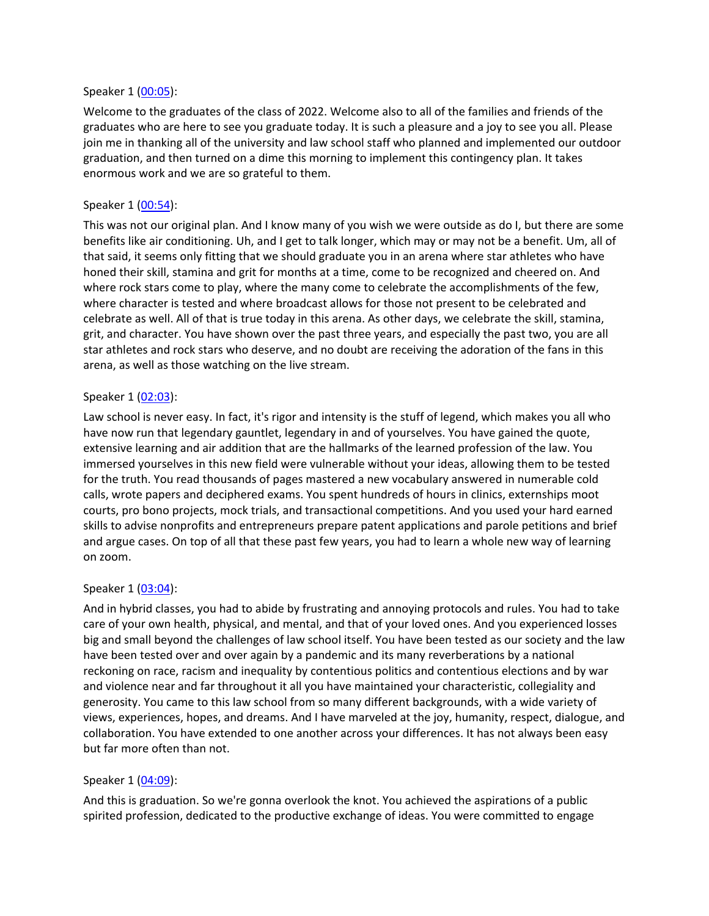Speaker 1 ([00:05](#)):

Welcome to the graduates of the class of 2022. Welcome also to all of the families and friends of the graduates who are here to see you graduate today. It is such a pleasure and a joy to see you all. Please join me in thanking all of the university and law school staff who planned and implemented our outdoor graduation, and then turned on a dime this morning to implement this contingency plan. It takes enormous work and we are so grateful to them.

Speaker 1 ([00:54](#)):

This was not our original plan. And I know many of you wish we were outside as do I, but there are some benefits like air conditioning. Uh, and I get to talk longer, which may or may not be a benefit. Um, all of that said, it seems only fitting that we should graduate you in an arena where star athletes who have honed their skill, stamina and grit for months at a time, come to be recognized and cheered on. And where rock stars come to play, where the many come to celebrate the accomplishments of the few, where character is tested and where broadcast allows for those not present to be celebrated and celebrate as well. All of that is true today in this arena. As other days, we celebrate the skill, stamina, grit, and character. You have shown over the past three years, and especially the past two, you are all star athletes and rock stars who deserve, and no doubt are receiving the adoration of the fans in this arena, as well as those watching on the live stream.

Speaker 1 ([02:03](#)):

Law school is never easy. In fact, it's rigor and intensity is the stuff of legend, which makes you all who have now run that legendary gauntlet, legendary in and of yourselves. You have gained the quote, extensive learning and air addition that are the hallmarks of the learned profession of the law. You immersed yourselves in this new field were vulnerable without your ideas, allowing them to be tested for the truth. You read thousands of pages mastered a new vocabulary answered in numerable cold calls, wrote papers and deciphered exams. You spent hundreds of hours in clinics, externships moot courts, pro bono projects, mock trials, and transactional competitions. And you used your hard earned skills to advise nonprofits and entrepreneurs prepare patent applications and parole petitions and brief and argue cases. On top of all that these past few years, you had to learn a whole new way of learning on zoom.

Speaker 1 ([03:04](#)):

And in hybrid classes, you had to abide by frustrating and annoying protocols and rules. You had to take care of your own health, physical, and mental, and that of your loved ones. And you experienced losses big and small beyond the challenges of law school itself. You have been tested as our society and the law have been tested over and over again by a pandemic and its many reverberations by a national reckoning on race, racism and inequality by contentious politics and contentious elections and by war and violence near and far throughout it all you have maintained your characteristic, collegiality and generosity. You came to this law school from so many different backgrounds, with a wide variety of views, experiences, hopes, and dreams. And I have marveled at the joy, humanity, respect, dialogue, and collaboration. You have extended to one another across your differences. It has not always been easy but far more often than not.

Speaker 1 ([04:09](#)):

And this is graduation. So we're gonna overlook the knot. You achieved the aspirations of a public spirited profession, dedicated to the productive exchange of ideas. You were committed to engage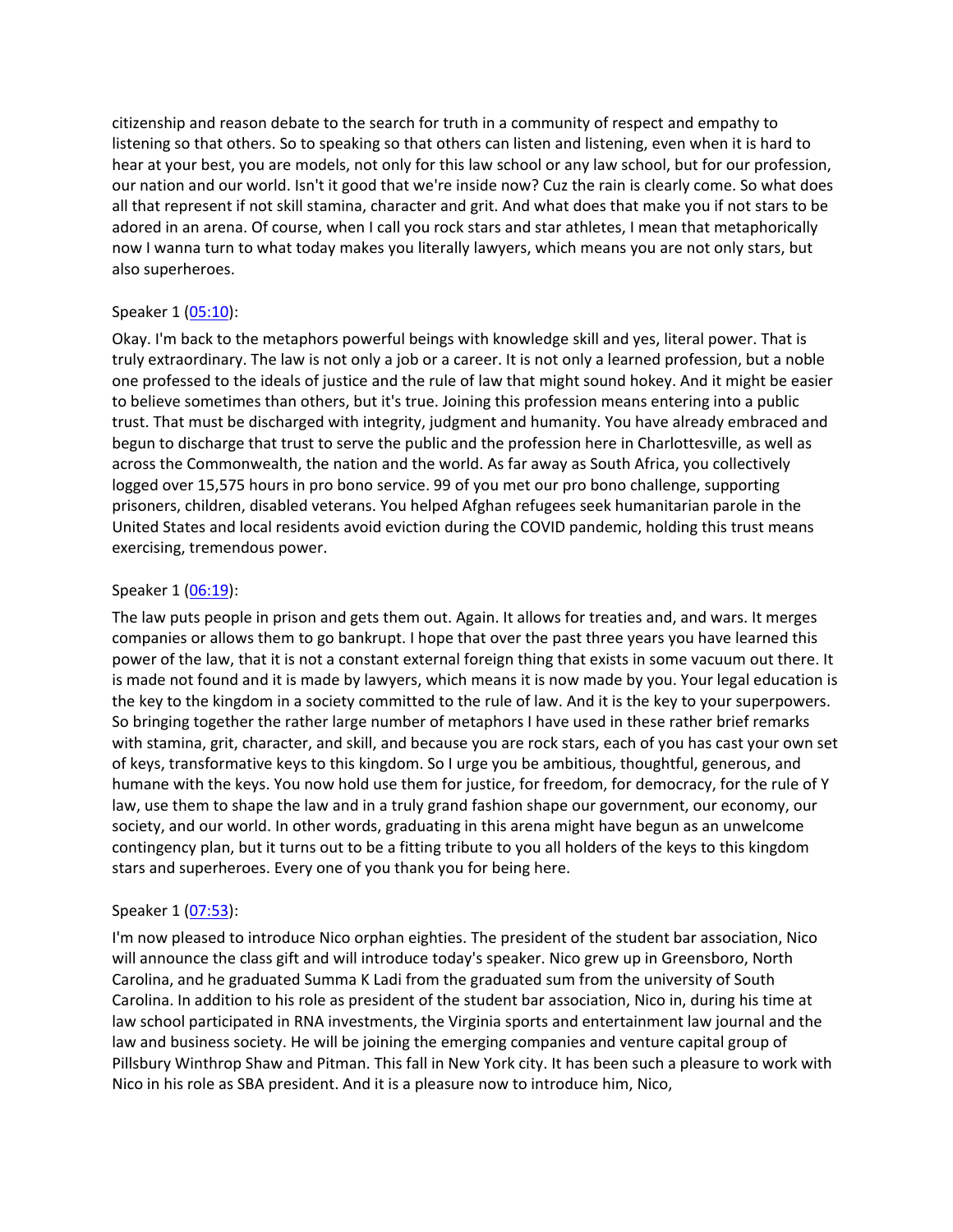citizenship and reason debate to the search for truth in a community of respect and empathy to listening so that others. So to speaking so that others can listen and listening, even when it is hard to hear at your best, you are models, not only for this law school or any law school, but for our profession, our nation and our world. Isn't it good that we're inside now? Cuz the rain is clearly come. So what does all that represent if not skill stamina, character and grit. And what does that make you if not stars to be adored in an arena. Of course, when I call you rock stars and star athletes, I mean that metaphorically now I wanna turn to what today makes you literally lawyers, which means you are not only stars, but also superheroes.

Speaker 1 (05:10):

Okay. I'm back to the metaphors powerful beings with knowledge skill and yes, literal power. That is truly extraordinary. The law is not only a job or a career. It is not only a learned profession, but a noble one professed to the ideals of justice and the rule of law that might sound hokey. And it might be easier to believe sometimes than others, but it's true. Joining this profession means entering into a public trust. That must be discharged with integrity, judgment and humanity. You have already embraced and begun to discharge that trust to serve the public and the profession here in Charlottesville, as well as across the Commonwealth, the nation and the world. As far away as South Africa, you collectively logged over 15,575 hours in pro bono service. 99 of you met our pro bono challenge, supporting prisoners, children, disabled veterans. You helped Afghan refugees seek humanitarian parole in the United States and local residents avoid eviction during the COVID pandemic, holding this trust means exercising, tremendous power.

Speaker 1 (06:19):

The law puts people in prison and gets them out. Again. It allows for treaties and, and wars. It merges companies or allows them to go bankrupt. I hope that over the past three years you have learned this power of the law, that it is not a constant external foreign thing that exists in some vacuum out there. It is made not found and it is made by lawyers, which means it is now made by you. Your legal education is the key to the kingdom in a society committed to the rule of law. And it is the key to your superpowers. So bringing together the rather large number of metaphors I have used in these rather brief remarks with stamina, grit, character, and skill, and because you are rock stars, each of you has cast your own set of keys, transformative keys to this kingdom. So I urge you be ambitious, thoughtful, generous, and humane with the keys. You now hold use them for justice, for freedom, for democracy, for the rule of Y law, use them to shape the law and in a truly grand fashion shape our government, our economy, our society, and our world. In other words, graduating in this arena might have begun as an unwelcome contingency plan, but it turns out to be a fitting tribute to you all holders of the keys to this kingdom stars and superheroes. Every one of you thank you for being here.

Speaker 1 (07:53):

I'm now pleased to introduce Nico orphan eighties. The president of the student bar association, Nico will announce the class gift and will introduce today's speaker. Nico grew up in Greensboro, North Carolina, and he graduated Summa K Ladi from the graduated sum from the university of South Carolina. In addition to his role as president of the student bar association, Nico in, during his time at law school participated in RNA investments, the Virginia sports and entertainment law journal and the law and business society. He will be joining the emerging companies and venture capital group of Pillsbury Winthrop Shaw and Pitman. This fall in New York city. It has been such a pleasure to work with Nico in his role as SBA president. And it is a pleasure now to introduce him, Nico,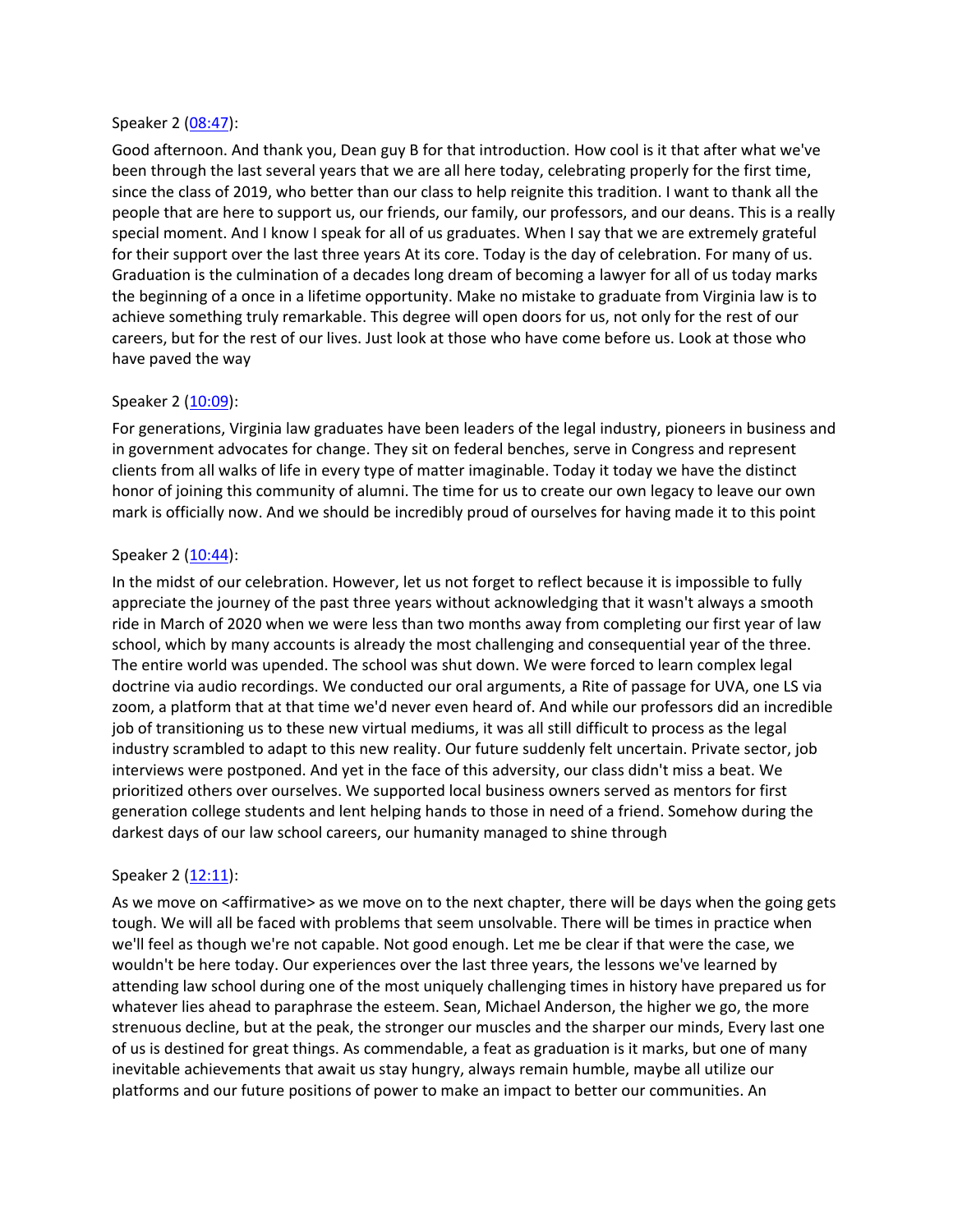Speaker 2 ([08:47](#)):

Good afternoon. And thank you, Dean guy B for that introduction. How cool is it that after what we've been through the last several years that we are all here today, celebrating properly for the first time, since the class of 2019, who better than our class to help reignite this tradition. I want to thank all the people that are here to support us, our friends, our family, our professors, and our deans. This is a really special moment. And I know I speak for all of us graduates. When I say that we are extremely grateful for their support over the last three years At its core. Today is the day of celebration. For many of us. Graduation is the culmination of a decades long dream of becoming a lawyer for all of us today marks the beginning of a once in a lifetime opportunity. Make no mistake to graduate from Virginia law is to achieve something truly remarkable. This degree will open doors for us, not only for the rest of our careers, but for the rest of our lives. Just look at those who have come before us. Look at those who have paved the way

Speaker 2 ([10:09](#)):

For generations, Virginia law graduates have been leaders of the legal industry, pioneers in business and in government advocates for change. They sit on federal benches, serve in Congress and represent clients from all walks of life in every type of matter imaginable. Today it today we have the distinct honor of joining this community of alumni. The time for us to create our own legacy to leave our own mark is officially now. And we should be incredibly proud of ourselves for having made it to this point

Speaker 2 ([10:44](#)):

In the midst of our celebration. However, let us not forget to reflect because it is impossible to fully appreciate the journey of the past three years without acknowledging that it wasn't always a smooth ride in March of 2020 when we were less than two months away from completing our first year of law school, which by many accounts is already the most challenging and consequential year of the three. The entire world was upended. The school was shut down. We were forced to learn complex legal doctrine via audio recordings. We conducted our oral arguments, a Rite of passage for UVA, one LS via zoom, a platform that at that time we'd never even heard of. And while our professors did an incredible job of transitioning us to these new virtual mediums, it was all still difficult to process as the legal industry scrambled to adapt to this new reality. Our future suddenly felt uncertain. Private sector, job interviews were postponed. And yet in the face of this adversity, our class didn't miss a beat. We prioritized others over ourselves. We supported local business owners served as mentors for first generation college students and lent helping hands to those in need of a friend. Somehow during the darkest days of our law school careers, our humanity managed to shine through

Speaker 2 ([12:11](#)):

As we move on <affirmative> as we move on to the next chapter, there will be days when the going gets tough. We will all be faced with problems that seem unsolvable. There will be times in practice when we'll feel as though we're not capable. Not good enough. Let me be clear if that were the case, we wouldn't be here today. Our experiences over the last three years, the lessons we've learned by attending law school during one of the most uniquely challenging times in history have prepared us for whatever lies ahead to paraphrase the esteem. Sean, Michael Anderson, the higher we go, the more strenuous decline, but at the peak, the stronger our muscles and the sharper our minds, Every last one of us is destined for great things. As commendable, a feat as graduation is it marks, but one of many inevitable achievements that await us stay hungry, always remain humble, maybe all utilize our platforms and our future positions of power to make an impact to better our communities. An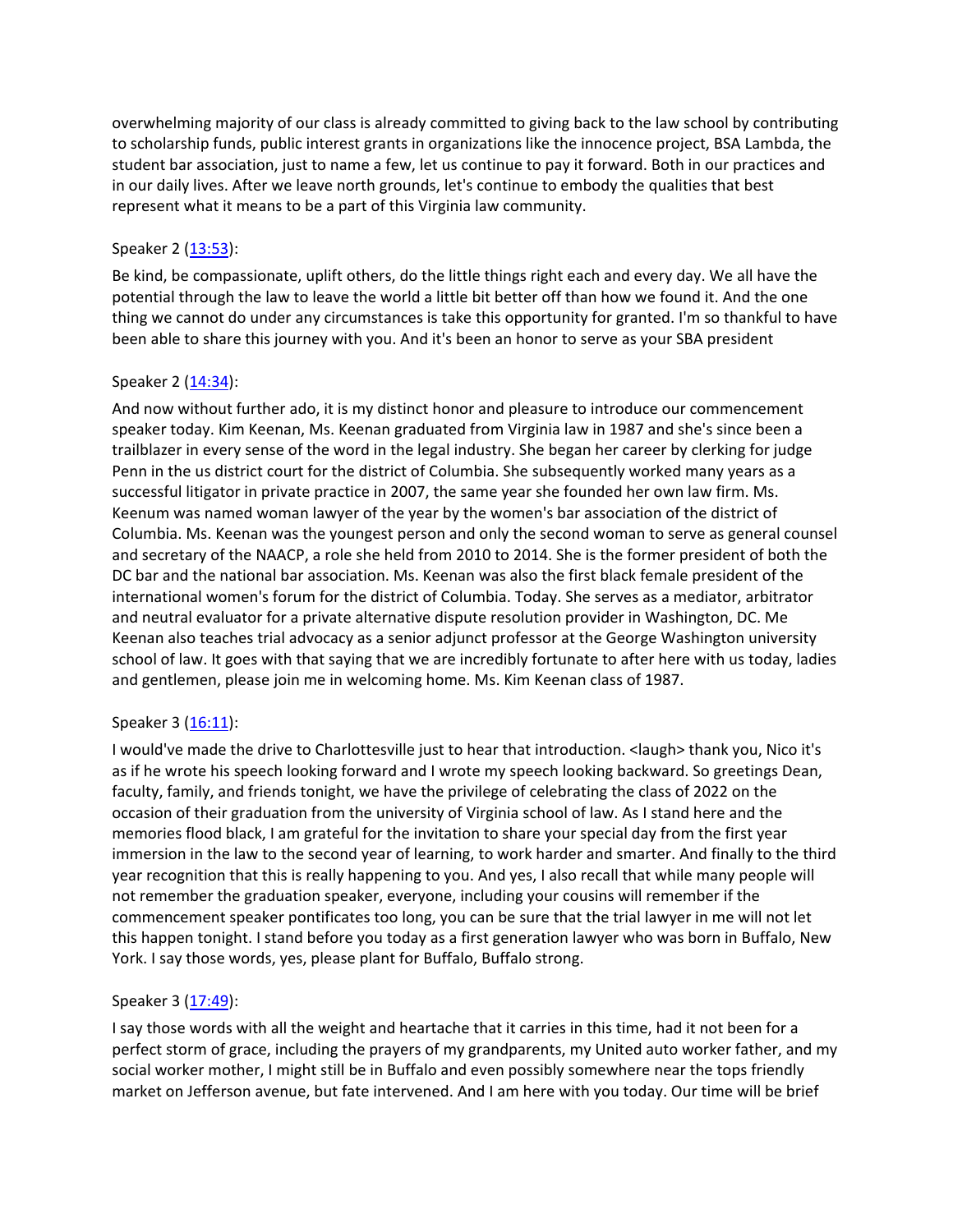overwhelming majority of our class is already committed to giving back to the law school by contributing to scholarship funds, public interest grants in organizations like the innocence project, BSA Lambda, the student bar association, just to name a few, let us continue to pay it forward. Both in our practices and in our daily lives. After we leave north grounds, let's continue to embody the qualities that best represent what it means to be a part of this Virginia law community.

Speaker 2 (13:53):

Be kind, be compassionate, uplift others, do the little things right each and every day. We all have the potential through the law to leave the world a little bit better off than how we found it. And the one thing we cannot do under any circumstances is take this opportunity for granted. I'm so thankful to have been able to share this journey with you. And it's been an honor to serve as your SBA president

Speaker 2 (14:34):

And now without further ado, it is my distinct honor and pleasure to introduce our commencement speaker today. Kim Keenan, Ms. Keenan graduated from Virginia law in 1987 and she's since been a trailblazer in every sense of the word in the legal industry. She began her career by clerking for judge Penn in the us district court for the district of Columbia. She subsequently worked many years as a successful litigator in private practice in 2007, the same year she founded her own law firm. Ms. Keenum was named woman lawyer of the year by the women's bar association of the district of Columbia. Ms. Keenan was the youngest person and only the second woman to serve as general counsel and secretary of the NAACP, a role she held from 2010 to 2014. She is the former president of both the DC bar and the national bar association. Ms. Keenan was also the first black female president of the international women's forum for the district of Columbia. Today. She serves as a mediator, arbitrator and neutral evaluator for a private alternative dispute resolution provider in Washington, DC. Me Keenan also teaches trial advocacy as a senior adjunct professor at the George Washington university school of law. It goes with that saying that we are incredibly fortunate to after here with us today, ladies and gentlemen, please join me in welcoming home. Ms. Kim Keenan class of 1987.

Speaker 3 (16:11):

I would've made the drive to Charlottesville just to hear that introduction. <laugh> thank you, Nico it's as if he wrote his speech looking forward and I wrote my speech looking backward. So greetings Dean, faculty, family, and friends tonight, we have the privilege of celebrating the class of 2022 on the occasion of their graduation from the university of Virginia school of law. As I stand here and the memories flood black, I am grateful for the invitation to share your special day from the first year immersion in the law to the second year of learning, to work harder and smarter. And finally to the third year recognition that this is really happening to you. And yes, I also recall that while many people will not remember the graduation speaker, everyone, including your cousins will remember if the commencement speaker pontificates too long, you can be sure that the trial lawyer in me will not let this happen tonight. I stand before you today as a first generation lawyer who was born in Buffalo, New York. I say those words, yes, please plant for Buffalo, Buffalo strong.

Speaker 3 (17:49):

I say those words with all the weight and heartache that it carries in this time, had it not been for a perfect storm of grace, including the prayers of my grandparents, my United auto worker father, and my social worker mother, I might still be in Buffalo and even possibly somewhere near the tops friendly market on Jefferson avenue, but fate intervened. And I am here with you today. Our time will be brief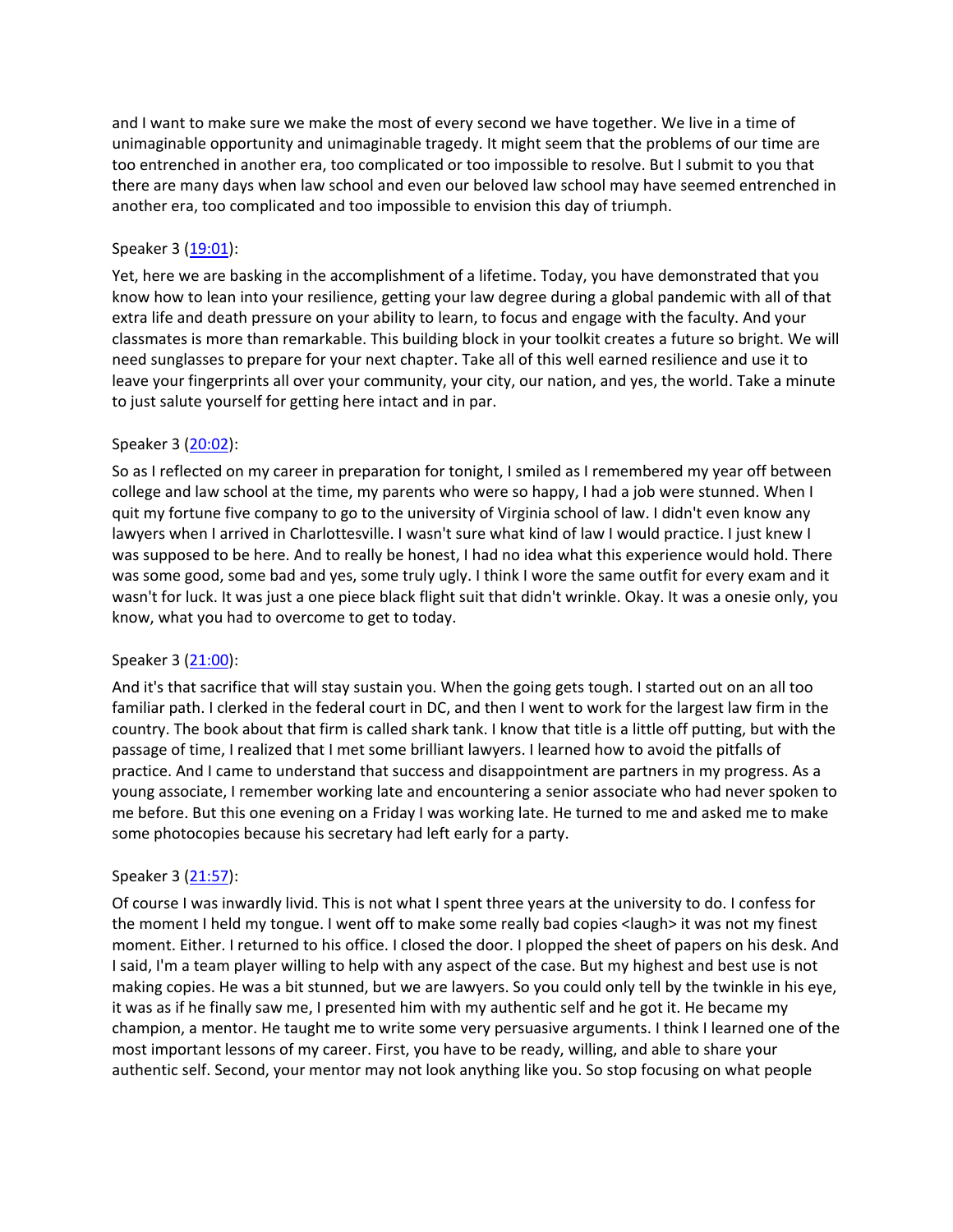and I want to make sure we make the most of every second we have together. We live in a time of unimaginable opportunity and unimaginable tragedy. It might seem that the problems of our time are too entrenched in another era, too complicated or too impossible to resolve. But I submit to you that there are many days when law school and even our beloved law school may have seemed entrenched in another era, too complicated and too impossible to envision this day of triumph.

Speaker 3 ([19:01](#)):

Yet, here we are basking in the accomplishment of a lifetime. Today, you have demonstrated that you know how to lean into your resilience, getting your law degree during a global pandemic with all of that extra life and death pressure on your ability to learn, to focus and engage with the faculty. And your classmates is more than remarkable. This building block in your toolkit creates a future so bright. We will need sunglasses to prepare for your next chapter. Take all of this well earned resilience and use it to leave your fingerprints all over your community, your city, our nation, and yes, the world. Take a minute to just salute yourself for getting here intact and in par.

Speaker 3 ([20:02](#)):

So as I reflected on my career in preparation for tonight, I smiled as I remembered my year off between college and law school at the time, my parents who were so happy, I had a job were stunned. When I quit my fortune five company to go to the university of Virginia school of law. I didn't even know any lawyers when I arrived in Charlottesville. I wasn't sure what kind of law I would practice. I just knew I was supposed to be here. And to really be honest, I had no idea what this experience would hold. There was some good, some bad and yes, some truly ugly. I think I wore the same outfit for every exam and it wasn't for luck. It was just a one piece black flight suit that didn't wrinkle. Okay. It was a onesie only, you know, what you had to overcome to get to today.

Speaker 3 ([21:00](#)):

And it's that sacrifice that will stay sustain you. When the going gets tough. I started out on an all too familiar path. I clerked in the federal court in DC, and then I went to work for the largest law firm in the country. The book about that firm is called shark tank. I know that title is a little off putting, but with the passage of time, I realized that I met some brilliant lawyers. I learned how to avoid the pitfalls of practice. And I came to understand that success and disappointment are partners in my progress. As a young associate, I remember working late and encountering a senior associate who had never spoken to me before. But this one evening on a Friday I was working late. He turned to me and asked me to make some photocopies because his secretary had left early for a party.

Speaker 3 ([21:57](#)):

Of course I was inwardly livid. This is not what I spent three years at the university to do. I confess for the moment I held my tongue. I went off to make some really bad copies <laugh> it was not my finest moment. Either. I returned to his office. I closed the door. I plopped the sheet of papers on his desk. And I said, I'm a team player willing to help with any aspect of the case. But my highest and best use is not making copies. He was a bit stunned, but we are lawyers. So you could only tell by the twinkle in his eye, it was as if he finally saw me, I presented him with my authentic self and he got it. He became my champion, a mentor. He taught me to write some very persuasive arguments. I think I learned one of the most important lessons of my career. First, you have to be ready, willing, and able to share your authentic self. Second, your mentor may not look anything like you. So stop focusing on what people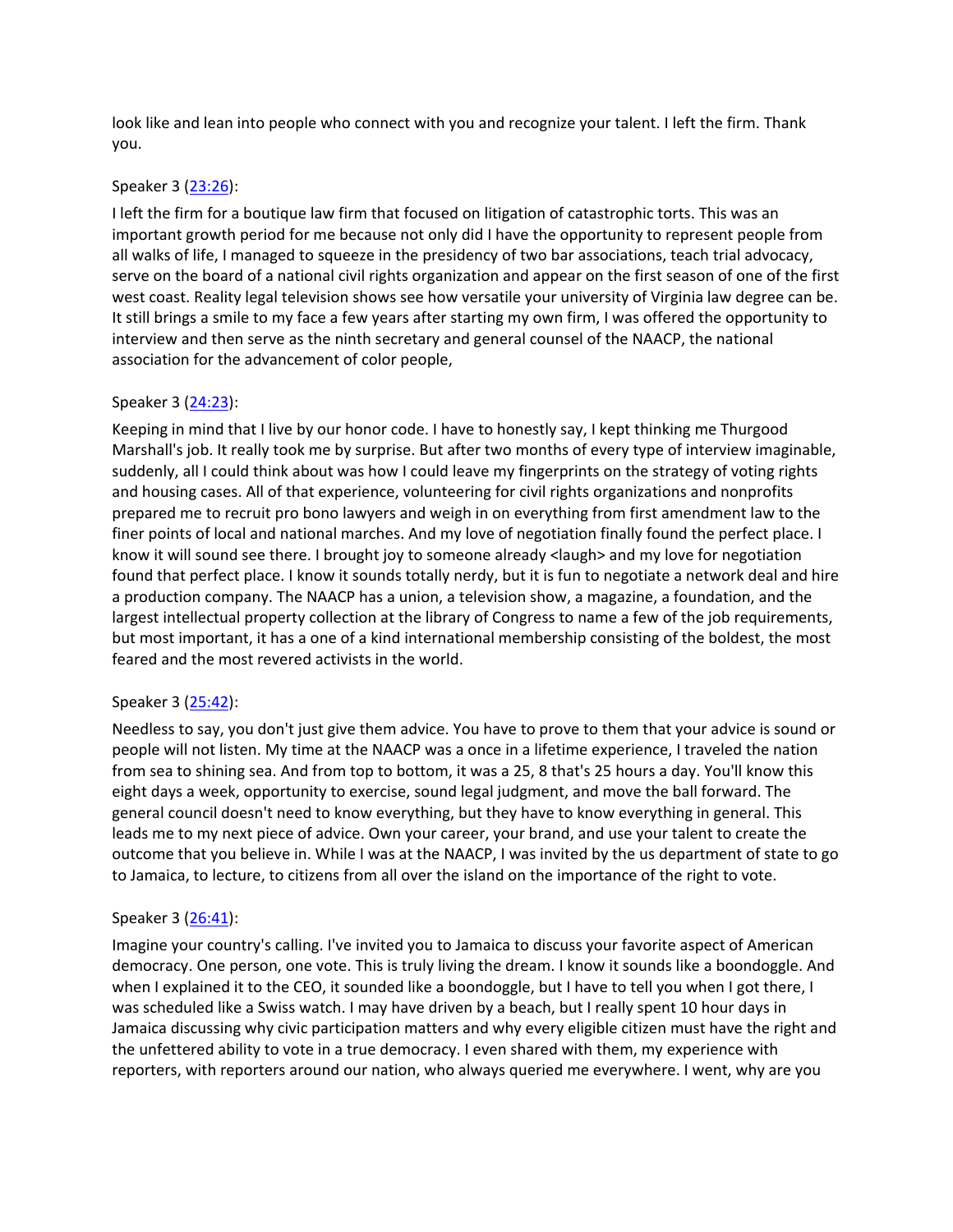look like and lean into people who connect with you and recognize your talent. I left the firm. Thank you.

Speaker 3 ([23:26]):

I left the firm for a boutique law firm that focused on litigation of catastrophic torts. This was an important growth period for me because not only did I have the opportunity to represent people from all walks of life, I managed to squeeze in the presidency of two bar associations, teach trial advocacy, serve on the board of a national civil rights organization and appear on the first season of one of the first west coast. Reality legal television shows see how versatile your university of Virginia law degree can be. It still brings a smile to my face a few years after starting my own firm, I was offered the opportunity to interview and then serve as the ninth secretary and general counsel of the NAACP, the national association for the advancement of color people,

Speaker 3 ([24:23]):

Keeping in mind that I live by our honor code. I have to honestly say, I kept thinking me Thurgood Marshall's job. It really took me by surprise. But after two months of every type of interview imaginable, suddenly, all I could think about was how I could leave my fingerprints on the strategy of voting rights and housing cases. All of that experience, volunteering for civil rights organizations and nonprofits prepared me to recruit pro bono lawyers and weigh in on everything from first amendment law to the finer points of local and national marches. And my love of negotiation finally found the perfect place. I know it will sound see there. I brought joy to someone already <laugh> and my love for negotiation found that perfect place. I know it sounds totally nerdy, but it is fun to negotiate a network deal and hire a production company. The NAACP has a union, a television show, a magazine, a foundation, and the largest intellectual property collection at the library of Congress to name a few of the job requirements, but most important, it has a one of a kind international membership consisting of the boldest, the most feared and the most revered activists in the world.

Speaker 3 ([25:42]):

Needless to say, you don't just give them advice. You have to prove to them that your advice is sound or people will not listen. My time at the NAACP was a once in a lifetime experience, I traveled the nation from sea to shining sea. And from top to bottom, it was a 25, 8 that's 25 hours a day. You'll know this eight days a week, opportunity to exercise, sound legal judgment, and move the ball forward. The general council doesn't need to know everything, but they have to know everything in general. This leads me to my next piece of advice. Own your career, your brand, and use your talent to create the outcome that you believe in. While I was at the NAACP, I was invited by the us department of state to go to Jamaica, to lecture, to citizens from all over the island on the importance of the right to vote.

Speaker 3 ([26:41]):

Imagine your country's calling. I've invited you to Jamaica to discuss your favorite aspect of American democracy. One person, one vote. This is truly living the dream. I know it sounds like a boondoggle. And when I explained it to the CEO, it sounded like a boondoggle, but I have to tell you when I got there, I was scheduled like a Swiss watch. I may have driven by a beach, but I really spent 10 hour days in Jamaica discussing why civic participation matters and why every eligible citizen must have the right and the unfettered ability to vote in a true democracy. I even shared with them, my experience with reporters, with reporters around our nation, who always queried me everywhere. I went, why are you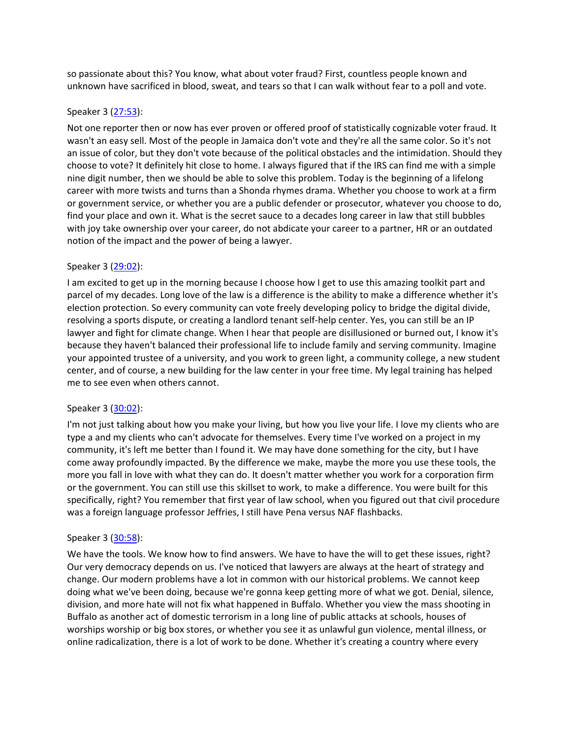so passionate about this? You know, what about voter fraud? First, countless people known and unknown have sacrificed in blood, sweat, and tears so that I can walk without fear to a poll and vote.

Speaker 3 ([27:53](#)):

Not one reporter then or now has ever proven or offered proof of statistically cognizable voter fraud. It wasn't an easy sell. Most of the people in Jamaica don't vote and they're all the same color. So it's not an issue of color, but they don't vote because of the political obstacles and the intimidation. Should they choose to vote? It definitely hit close to home. I always figured that if the IRS can find me with a simple nine digit number, then we should be able to solve this problem. Today is the beginning of a lifelong career with more twists and turns than a Shonda rhymes drama. Whether you choose to work at a firm or government service, or whether you are a public defender or prosecutor, whatever you choose to do, find your place and own it. What is the secret sauce to a decades long career in law that still bubbles with joy take ownership over your career, do not abdicate your career to a partner, HR or an outdated notion of the impact and the power of being a lawyer.

Speaker 3 ([29:02](#)):

I am excited to get up in the morning because I choose how I get to use this amazing toolkit part and parcel of my decades. Long love of the law is a difference is the ability to make a difference whether it's election protection. So every community can vote freely developing policy to bridge the digital divide, resolving a sports dispute, or creating a landlord tenant self-help center. Yes, you can still be an IP lawyer and fight for climate change. When I hear that people are disillusioned or burned out, I know it's because they haven't balanced their professional life to include family and serving community. Imagine your appointed trustee of a university, and you work to green light, a community college, a new student center, and of course, a new building for the law center in your free time. My legal training has helped me to see even when others cannot.

Speaker 3 ([30:02](#)):

I'm not just talking about how you make your living, but how you live your life. I love my clients who are type a and my clients who can't advocate for themselves. Every time I've worked on a project in my community, it's left me better than I found it. We may have done something for the city, but I have come away profoundly impacted. By the difference we make, maybe the more you use these tools, the more you fall in love with what they can do. It doesn't matter whether you work for a corporation firm or the government. You can still use this skillset to work, to make a difference. You were built for this specifically, right? You remember that first year of law school, when you figured out that civil procedure was a foreign language professor Jeffries, I still have Pena versus NAF flashbacks.

Speaker 3 ([30:58](#)):

We have the tools. We know how to find answers. We have to have the will to get these issues, right? Our very democracy depends on us. I've noticed that lawyers are always at the heart of strategy and change. Our modern problems have a lot in common with our historical problems. We cannot keep doing what we've been doing, because we're gonna keep getting more of what we got. Denial, silence, division, and more hate will not fix what happened in Buffalo. Whether you view the mass shooting in Buffalo as another act of domestic terrorism in a long line of public attacks at schools, houses of worships worship or big box stores, or whether you see it as unlawful gun violence, mental illness, or online radicalization, there is a lot of work to be done. Whether it's creating a country where every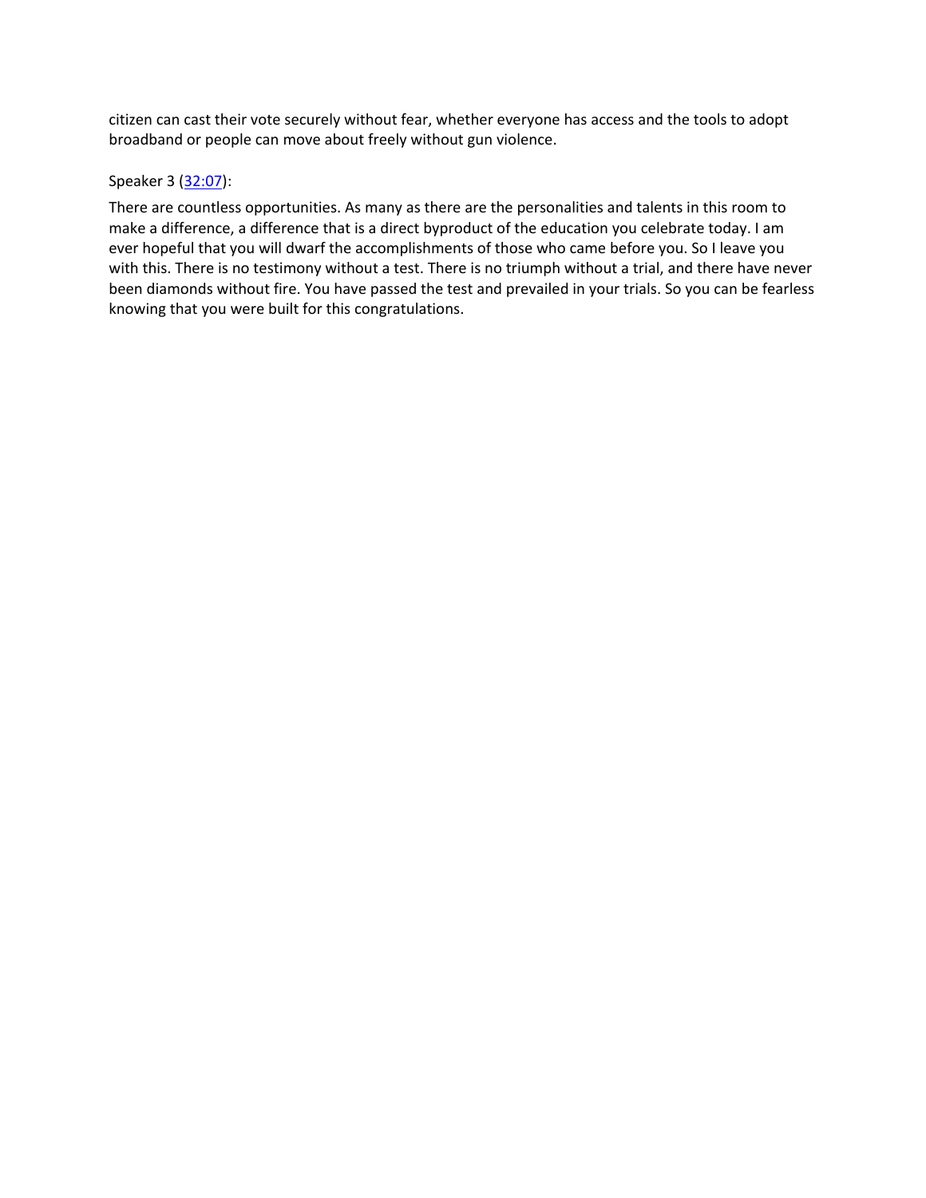citizen can cast their vote securely without fear, whether everyone has access and the tools to adopt broadband or people can move about freely without gun violence.

Speaker 3 ([32:07]()):

There are countless opportunities. As many as there are the personalities and talents in this room to make a difference, a difference that is a direct byproduct of the education you celebrate today. I am ever hopeful that you will dwarf the accomplishments of those who came before you. So I leave you with this. There is no testimony without a test. There is no triumph without a trial, and there have never been diamonds without fire. You have passed the test and prevailed in your trials. So you can be fearless knowing that you were built for this congratulations.